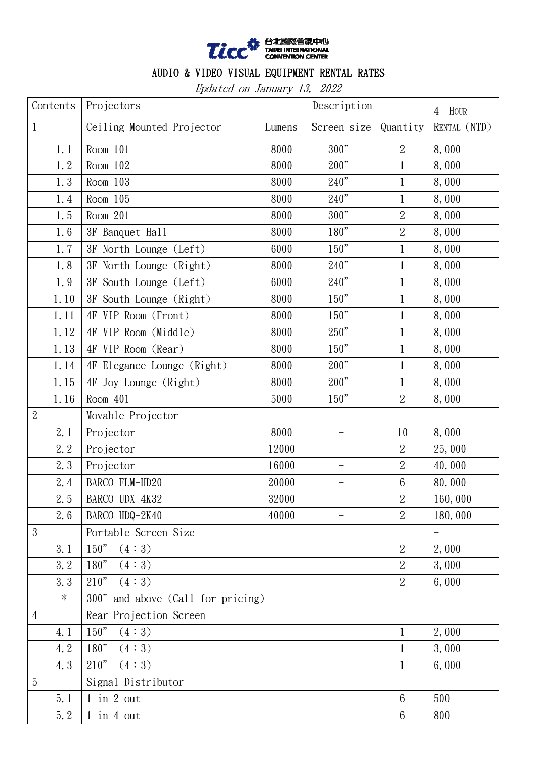台北國際會議中心
TAIPEI INTERNATIONAL CONVENTION CENTER

# AUDIO & VIDEO VISUAL EQUIPMENT RENTAL RATES

*Updated on January 13, 2022*

| Contents | | Projectors | Description | | | 4- Hour Rental (NTD) |
|---|---|---|---|---|---|---|
| 1 | | Ceiling Mounted Projector | Lumens | Screen size | Quantity | |
| | 1.1 | Room 101 | 8000 | 300" | 2 | 8,000 |
| | 1.2 | Room 102 | 8000 | 200" | 1 | 8,000 |
| | 1.3 | Room 103 | 8000 | 240" | 1 | 8,000 |
| | 1.4 | Room 105 | 8000 | 240" | 1 | 8,000 |
| | 1.5 | Room 201 | 8000 | 300" | 2 | 8,000 |
| | 1.6 | 3F Banquet Hall | 8000 | 180" | 2 | 8,000 |
| | 1.7 | 3F North Lounge (Left) | 6000 | 150" | 1 | 8,000 |
| | 1.8 | 3F North Lounge (Right) | 8000 | 240" | 1 | 8,000 |
| | 1.9 | 3F South Lounge (Left) | 6000 | 240" | 1 | 8,000 |
| | 1.10 | 3F South Lounge (Right) | 8000 | 150" | 1 | 8,000 |
| | 1.11 | 4F VIP Room (Front) | 8000 | 150" | 1 | 8,000 |
| | 1.12 | 4F VIP Room (Middle) | 8000 | 250" | 1 | 8,000 |
| | 1.13 | 4F VIP Room (Rear) | 8000 | 150" | 1 | 8,000 |
| | 1.14 | 4F Elegance Lounge (Right) | 8000 | 200" | 1 | 8,000 |
| | 1.15 | 4F Joy Lounge (Right) | 8000 | 200" | 1 | 8,000 |
| | 1.16 | Room 401 | 5000 | 150" | 2 | 8,000 |
| 2 | | Movable Projector | | | | |
| | 2.1 | Projector | 8000 | - | 10 | 8,000 |
| | 2.2 | Projector | 12000 | - | 2 | 25,000 |
| | 2.3 | Projector | 16000 | - | 2 | 40,000 |
| | 2.4 | BARCO FLM-HD20 | 20000 | - | 6 | 80,000 |
| | 2.5 | BARCO UDX-4K32 | 32000 | - | 2 | 160,000 |
| | 2.6 | BARCO HDQ-2K40 | 40000 | - | 2 | 180,000 |
| 3 | | Portable Screen Size | | | | - |
| | 3.1 | 150" (4:3) | | | 2 | 2,000 |
| | 3.2 | 180" (4:3) | | | 2 | 3,000 |
| | 3.3 | 210" (4:3) | | | 2 | 6,000 |
| | * | 300" and above (Call for pricing) | | | | |
| 4 | | Rear Projection Screen | | | | - |
| | 4.1 | 150" (4:3) | | | 1 | 2,000 |
| | 4.2 | 180" (4:3) | | | 1 | 3,000 |
| | 4.3 | 210" (4:3) | | | 1 | 6,000 |
| 5 | | Signal Distributor | | | | |
| | 5.1 | 1 in 2 out | | | 6 | 500 |
| | 5.2 | 1 in 4 out | | | 6 | 800 |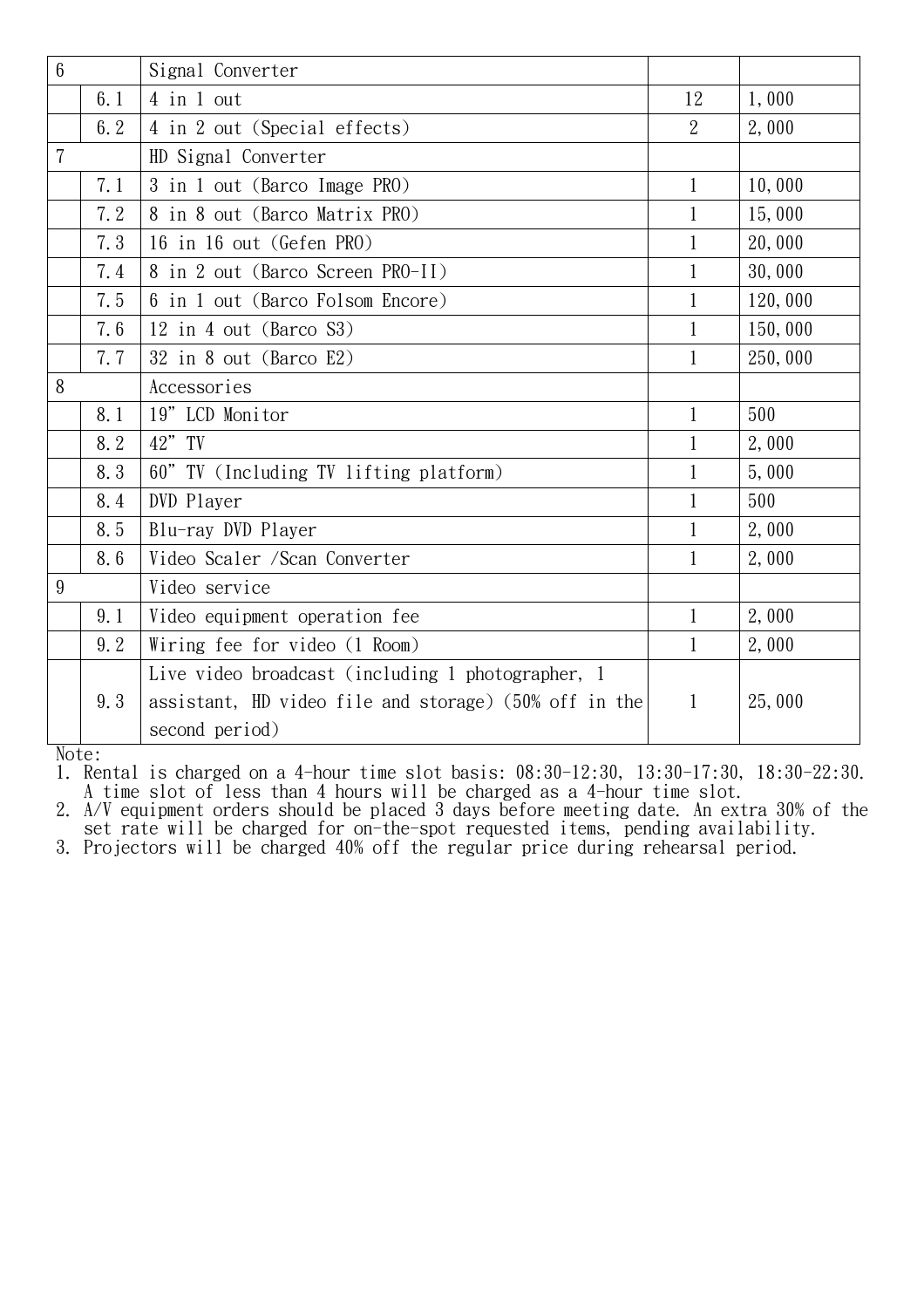| | | | | |
|---|---|---|---|---|
| 6 | | Signal Converter | | |
| | 6.1 | 4 in 1 out | 12 | 1,000 |
| | 6.2 | 4 in 2 out (Special effects) | 2 | 2,000 |
| 7 | | HD Signal Converter | | |
| | 7.1 | 3 in 1 out (Barco Image PRO) | 1 | 10,000 |
| | 7.2 | 8 in 8 out (Barco Matrix PRO) | 1 | 15,000 |
| | 7.3 | 16 in 16 out (Gefen PRO) | 1 | 20,000 |
| | 7.4 | 8 in 2 out (Barco Screen PRO-II) | 1 | 30,000 |
| | 7.5 | 6 in 1 out (Barco Folsom Encore) | 1 | 120,000 |
| | 7.6 | 12 in 4 out (Barco S3) | 1 | 150,000 |
| | 7.7 | 32 in 8 out (Barco E2) | 1 | 250,000 |
| 8 | | Accessories | | |
| | 8.1 | 19" LCD Monitor | 1 | 500 |
| | 8.2 | 42" TV | 1 | 2,000 |
| | 8.3 | 60" TV (Including TV lifting platform) | 1 | 5,000 |
| | 8.4 | DVD Player | 1 | 500 |
| | 8.5 | Blu-ray DVD Player | 1 | 2,000 |
| | 8.6 | Video Scaler /Scan Converter | 1 | 2,000 |
| 9 | | Video service | | |
| | 9.1 | Video equipment operation fee | 1 | 2,000 |
| | 9.2 | Wiring fee for video (1 Room) | 1 | 2,000 |
| | 9.3 | Live video broadcast (including 1 photographer, 1 assistant, HD video file and storage) (50% off in the second period) | 1 | 25,000 |

Note:

1. Rental is charged on a 4-hour time slot basis: 08:30-12:30, 13:30-17:30, 18:30-22:30. A time slot of less than 4 hours will be charged as a 4-hour time slot.
2. A/V equipment orders should be placed 3 days before meeting date. An extra 30% of the set rate will be charged for on-the-spot requested items, pending availability.
3. Projectors will be charged 40% off the regular price during rehearsal period.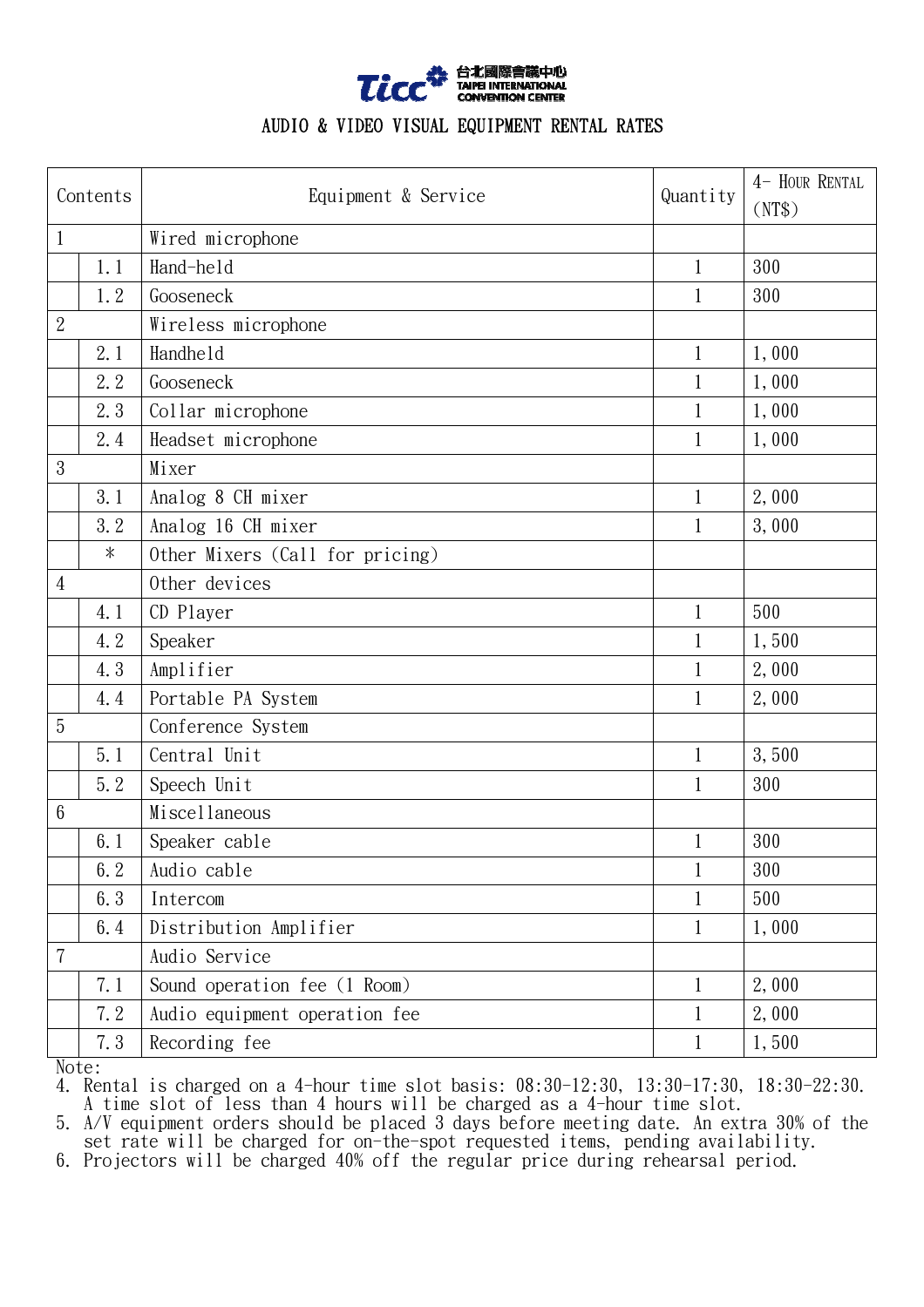台北國際會議中心
TAIPEI INTERNATIONAL CONVENTION CENTER

# AUDIO & VIDEO VISUAL EQUIPMENT RENTAL RATES

| Contents | | Equipment & Service | Quantity | 4- Hour Rental (NT$) |
|---|---|---|---|---|
| 1 | | Wired microphone | | |
| | 1.1 | Hand-held | 1 | 300 |
| | 1.2 | Gooseneck | 1 | 300 |
| 2 | | Wireless microphone | | |
| | 2.1 | Handheld | 1 | 1,000 |
| | 2.2 | Gooseneck | 1 | 1,000 |
| | 2.3 | Collar microphone | 1 | 1,000 |
| | 2.4 | Headset microphone | 1 | 1,000 |
| 3 | | Mixer | | |
| | 3.1 | Analog 8 CH mixer | 1 | 2,000 |
| | 3.2 | Analog 16 CH mixer | 1 | 3,000 |
| | * | Other Mixers (Call for pricing) | | |
| 4 | | Other devices | | |
| | 4.1 | CD Player | 1 | 500 |
| | 4.2 | Speaker | 1 | 1,500 |
| | 4.3 | Amplifier | 1 | 2,000 |
| | 4.4 | Portable PA System | 1 | 2,000 |
| 5 | | Conference System | | |
| | 5.1 | Central Unit | 1 | 3,500 |
| | 5.2 | Speech Unit | 1 | 300 |
| 6 | | Miscellaneous | | |
| | 6.1 | Speaker cable | 1 | 300 |
| | 6.2 | Audio cable | 1 | 300 |
| | 6.3 | Intercom | 1 | 500 |
| | 6.4 | Distribution Amplifier | 1 | 1,000 |
| 7 | | Audio Service | | |
| | 7.1 | Sound operation fee (1 Room) | 1 | 2,000 |
| | 7.2 | Audio equipment operation fee | 1 | 2,000 |
| | 7.3 | Recording fee | 1 | 1,500 |

Note:

4. Rental is charged on a 4-hour time slot basis: 08:30-12:30, 13:30-17:30, 18:30-22:30. A time slot of less than 4 hours will be charged as a 4-hour time slot.
5. A/V equipment orders should be placed 3 days before meeting date. An extra 30% of the set rate will be charged for on-the-spot requested items, pending availability.
6. Projectors will be charged 40% off the regular price during rehearsal period.